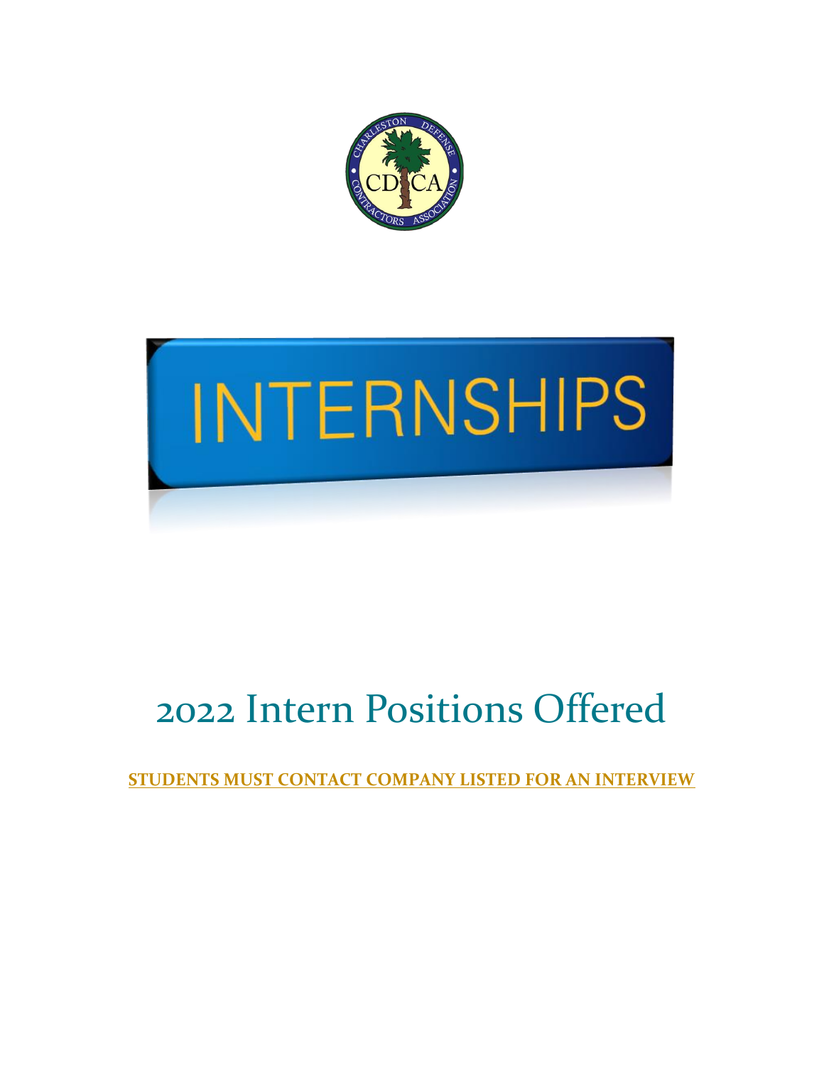# INTERNSHIPS

# 2022 Intern Positions Offered

**STUDENTS MUST CONTACT COMPANY LISTED FOR AN INTERVIEW**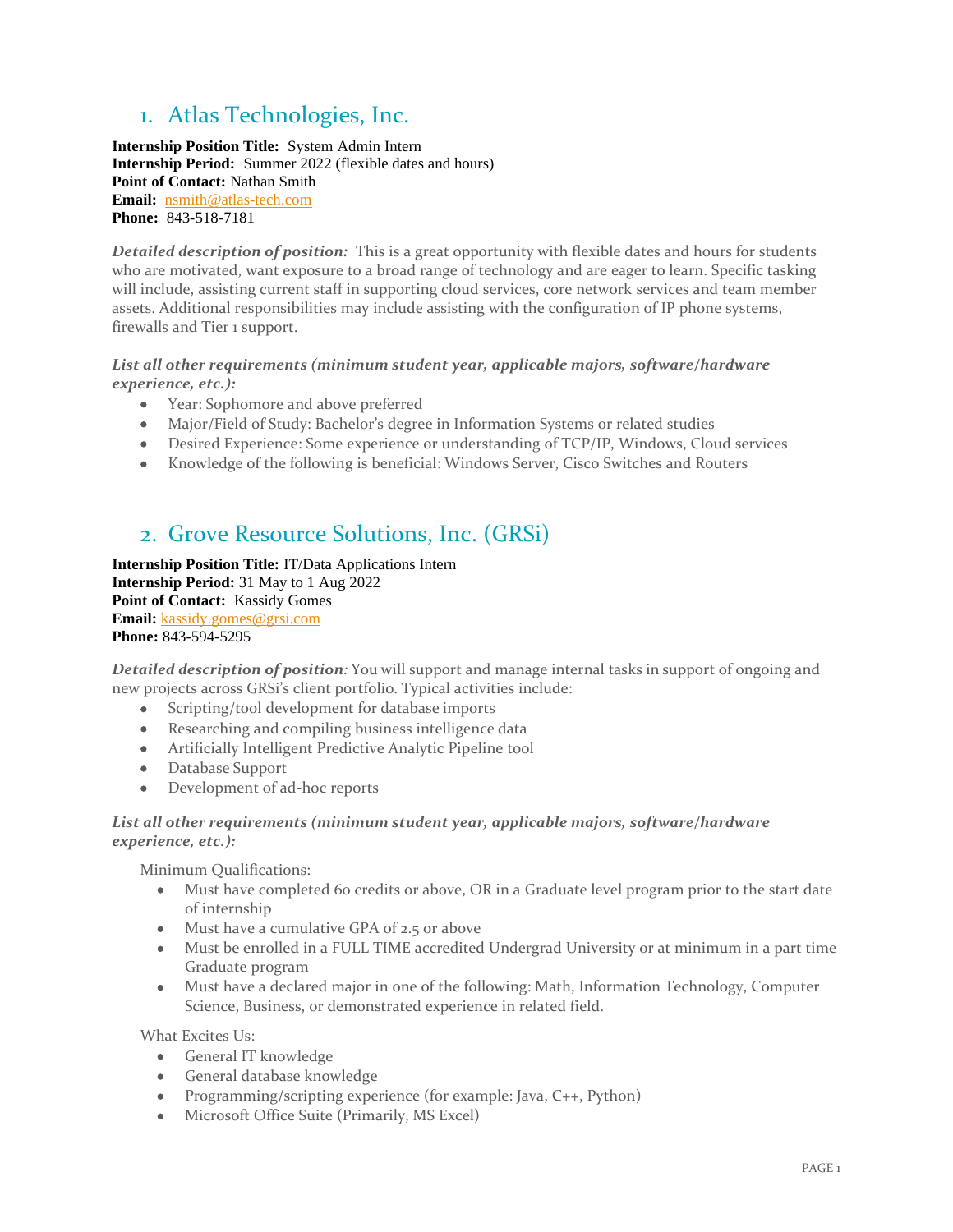## 1. Atlas Technologies, Inc.

**Internship Position Title:** System Admin Intern
**Internship Period:** Summer 2022 (flexible dates and hours)
**Point of Contact:** Nathan Smith
**Email:** nsmith@atlas-tech.com
**Phone:** 843-518-7181

***Detailed description of position:*** This is a great opportunity with flexible dates and hours for students who are motivated, want exposure to a broad range of technology and are eager to learn. Specific tasking will include, assisting current staff in supporting cloud services, core network services and team member assets. Additional responsibilities may include assisting with the configuration of IP phone systems, firewalls and Tier 1 support.

***List all other requirements (minimum student year, applicable majors, software/hardware experience, etc.):***

- Year: Sophomore and above preferred
- Major/Field of Study: Bachelor's degree in Information Systems or related studies
- Desired Experience: Some experience or understanding of TCP/IP, Windows, Cloud services
- Knowledge of the following is beneficial: Windows Server, Cisco Switches and Routers

## 2. Grove Resource Solutions, Inc. (GRSi)

**Internship Position Title:** IT/Data Applications Intern
**Internship Period:** 31 May to 1 Aug 2022
**Point of Contact:** Kassidy Gomes
**Email:** kassidy.gomes@grsi.com
**Phone:** 843-594-5295

***Detailed description of position:*** You will support and manage internal tasks in support of ongoing and new projects across GRSi's client portfolio. Typical activities include:

- Scripting/tool development for database imports
- Researching and compiling business intelligence data
- Artificially Intelligent Predictive Analytic Pipeline tool
- Database Support
- Development of ad-hoc reports

***List all other requirements (minimum student year, applicable majors, software/hardware experience, etc.):***

Minimum Qualifications:

- Must have completed 60 credits or above, OR in a Graduate level program prior to the start date of internship
- Must have a cumulative GPA of 2.5 or above
- Must be enrolled in a FULL TIME accredited Undergrad University or at minimum in a part time Graduate program
- Must have a declared major in one of the following: Math, Information Technology, Computer Science, Business, or demonstrated experience in related field.

What Excites Us:

- General IT knowledge
- General database knowledge
- Programming/scripting experience (for example: Java, C++, Python)
- Microsoft Office Suite (Primarily, MS Excel)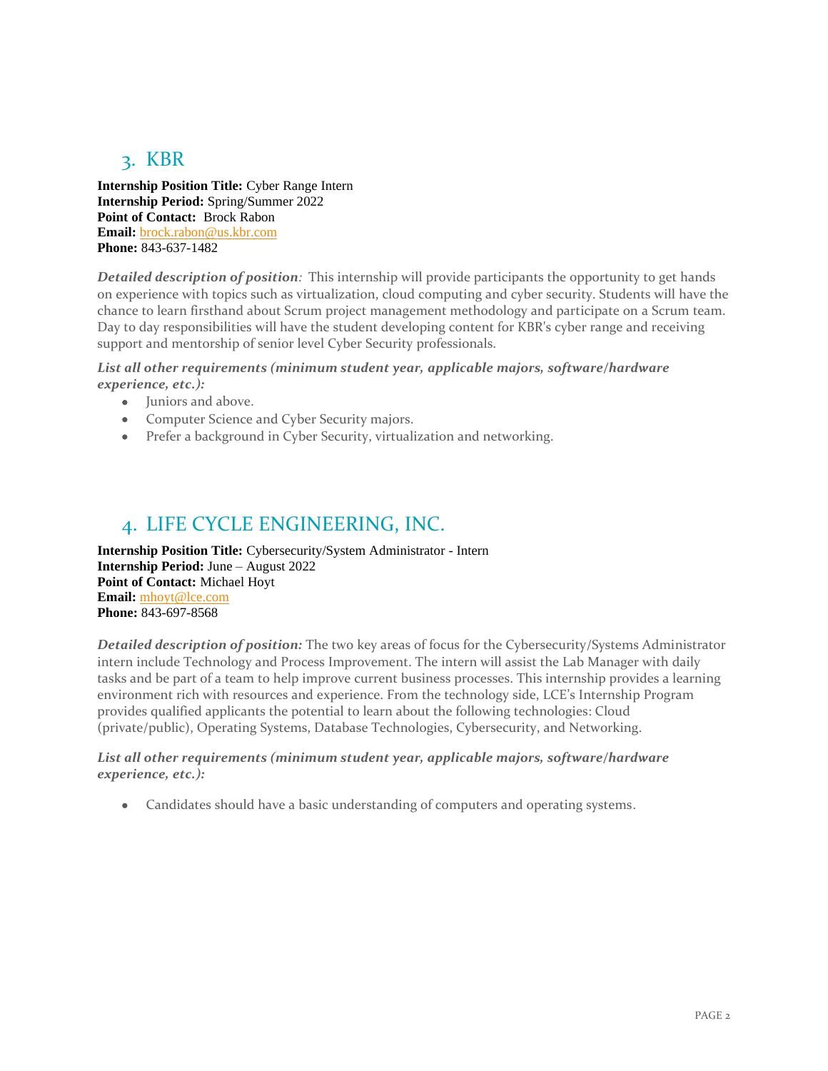## 3. KBR

**Internship Position Title:** Cyber Range Intern
**Internship Period:** Spring/Summer 2022
**Point of Contact:** Brock Rabon
**Email:** brock.rabon@us.kbr.com
**Phone:** 843-637-1482

***Detailed description of position**:* This internship will provide participants the opportunity to get hands on experience with topics such as virtualization, cloud computing and cyber security. Students will have the chance to learn firsthand about Scrum project management methodology and participate on a Scrum team. Day to day responsibilities will have the student developing content for KBR's cyber range and receiving support and mentorship of senior level Cyber Security professionals.

***List all other requirements (minimum student year, applicable majors, software/hardware experience, etc.):***

- Juniors and above.
- Computer Science and Cyber Security majors.
- Prefer a background in Cyber Security, virtualization and networking.

## 4. LIFE CYCLE ENGINEERING, INC.

**Internship Position Title:** Cybersecurity/System Administrator - Intern
**Internship Period:** June – August 2022
**Point of Contact:** Michael Hoyt
**Email:** mhoyt@lce.com
**Phone:** 843-697-8568

***Detailed description of position:*** The two key areas of focus for the Cybersecurity/Systems Administrator intern include Technology and Process Improvement. The intern will assist the Lab Manager with daily tasks and be part of a team to help improve current business processes. This internship provides a learning environment rich with resources and experience. From the technology side, LCE's Internship Program provides qualified applicants the potential to learn about the following technologies: Cloud (private/public), Operating Systems, Database Technologies, Cybersecurity, and Networking.

***List all other requirements (minimum student year, applicable majors, software/hardware experience, etc.):***

- Candidates should have a basic understanding of computers and operating systems.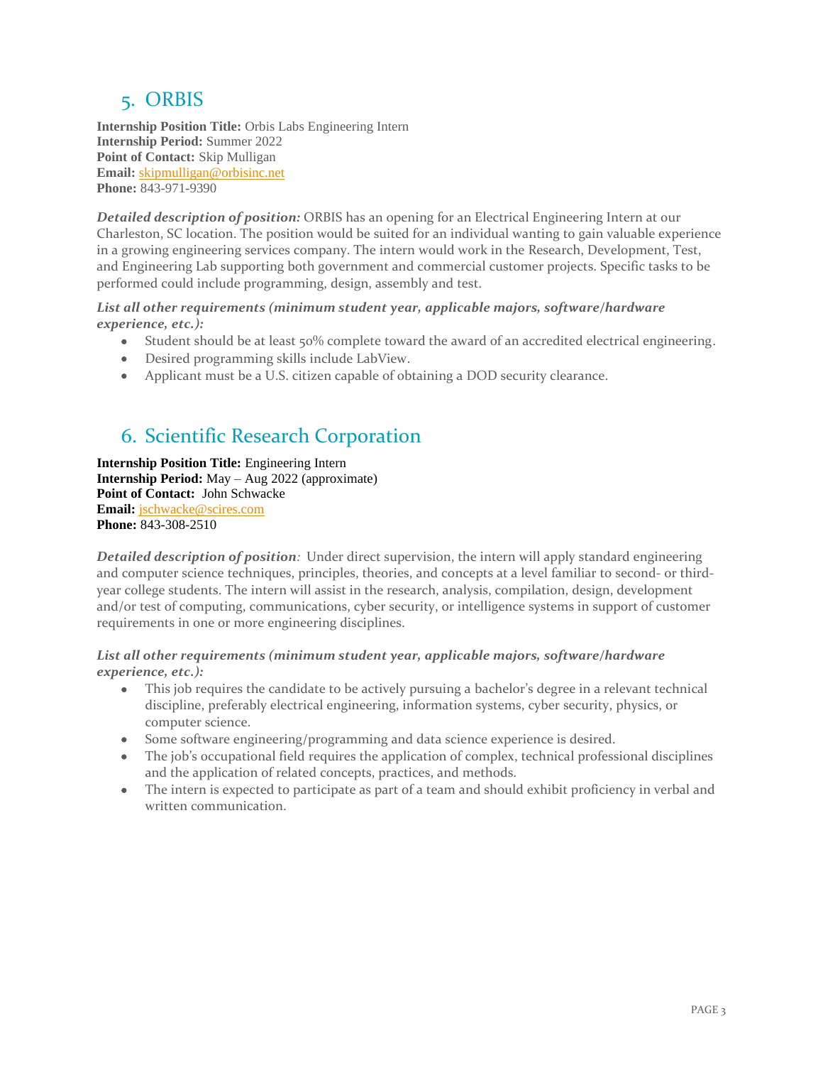## 5. ORBIS

**Internship Position Title:** Orbis Labs Engineering Intern
**Internship Period:** Summer 2022
**Point of Contact:** Skip Mulligan
**Email:** skipmulligan@orbisinc.net
**Phone:** 843-971-9390

***Detailed description of position:*** ORBIS has an opening for an Electrical Engineering Intern at our Charleston, SC location. The position would be suited for an individual wanting to gain valuable experience in a growing engineering services company. The intern would work in the Research, Development, Test, and Engineering Lab supporting both government and commercial customer projects. Specific tasks to be performed could include programming, design, assembly and test.

***List all other requirements (minimum student year, applicable majors, software/hardware experience, etc.):***

- Student should be at least 50% complete toward the award of an accredited electrical engineering.
- Desired programming skills include LabView.
- Applicant must be a U.S. citizen capable of obtaining a DOD security clearance.

## 6. Scientific Research Corporation

**Internship Position Title:** Engineering Intern
**Internship Period:** May – Aug 2022 (approximate)
**Point of Contact:** John Schwacke
**Email:** jschwacke@scires.com
**Phone:** 843-308-2510

***Detailed description of position:*** Under direct supervision, the intern will apply standard engineering and computer science techniques, principles, theories, and concepts at a level familiar to second- or third-year college students. The intern will assist in the research, analysis, compilation, design, development and/or test of computing, communications, cyber security, or intelligence systems in support of customer requirements in one or more engineering disciplines.

***List all other requirements (minimum student year, applicable majors, software/hardware experience, etc.):***

- This job requires the candidate to be actively pursuing a bachelor's degree in a relevant technical discipline, preferably electrical engineering, information systems, cyber security, physics, or computer science.
- Some software engineering/programming and data science experience is desired.
- The job's occupational field requires the application of complex, technical professional disciplines and the application of related concepts, practices, and methods.
- The intern is expected to participate as part of a team and should exhibit proficiency in verbal and written communication.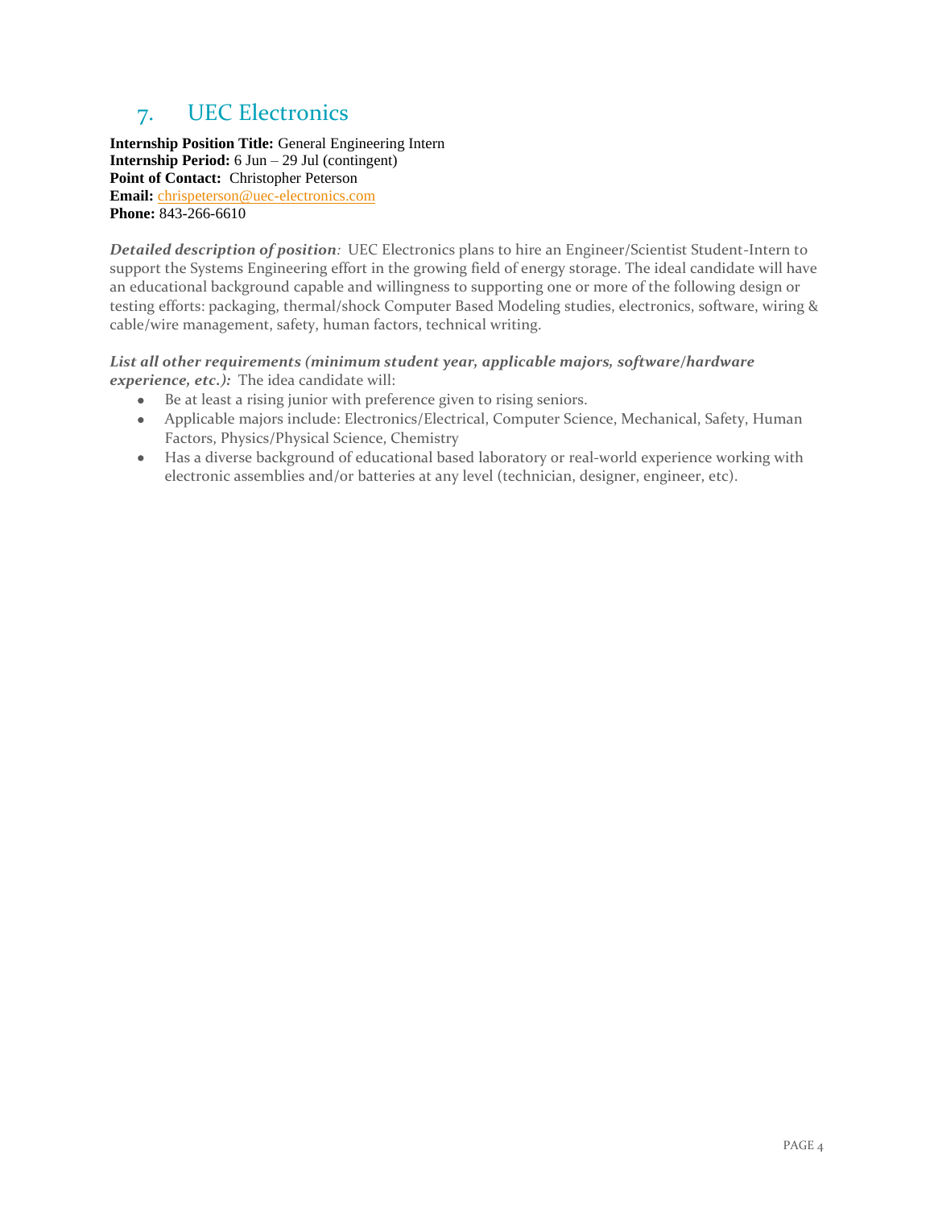## 7. UEC Electronics

**Internship Position Title:** General Engineering Intern
**Internship Period:** 6 Jun – 29 Jul (contingent)
**Point of Contact:** Christopher Peterson
**Email:** chrispeterson@uec-electronics.com
**Phone:** 843-266-6610

***Detailed description of position**:* UEC Electronics plans to hire an Engineer/Scientist Student-Intern to support the Systems Engineering effort in the growing field of energy storage. The ideal candidate will have an educational background capable and willingness to supporting one or more of the following design or testing efforts: packaging, thermal/shock Computer Based Modeling studies, electronics, software, wiring & cable/wire management, safety, human factors, technical writing.

***List all other requirements (minimum student year, applicable majors, software/hardware experience, etc.):*** The idea candidate will:

- Be at least a rising junior with preference given to rising seniors.
- Applicable majors include: Electronics/Electrical, Computer Science, Mechanical, Safety, Human Factors, Physics/Physical Science, Chemistry
- Has a diverse background of educational based laboratory or real-world experience working with electronic assemblies and/or batteries at any level (technician, designer, engineer, etc).